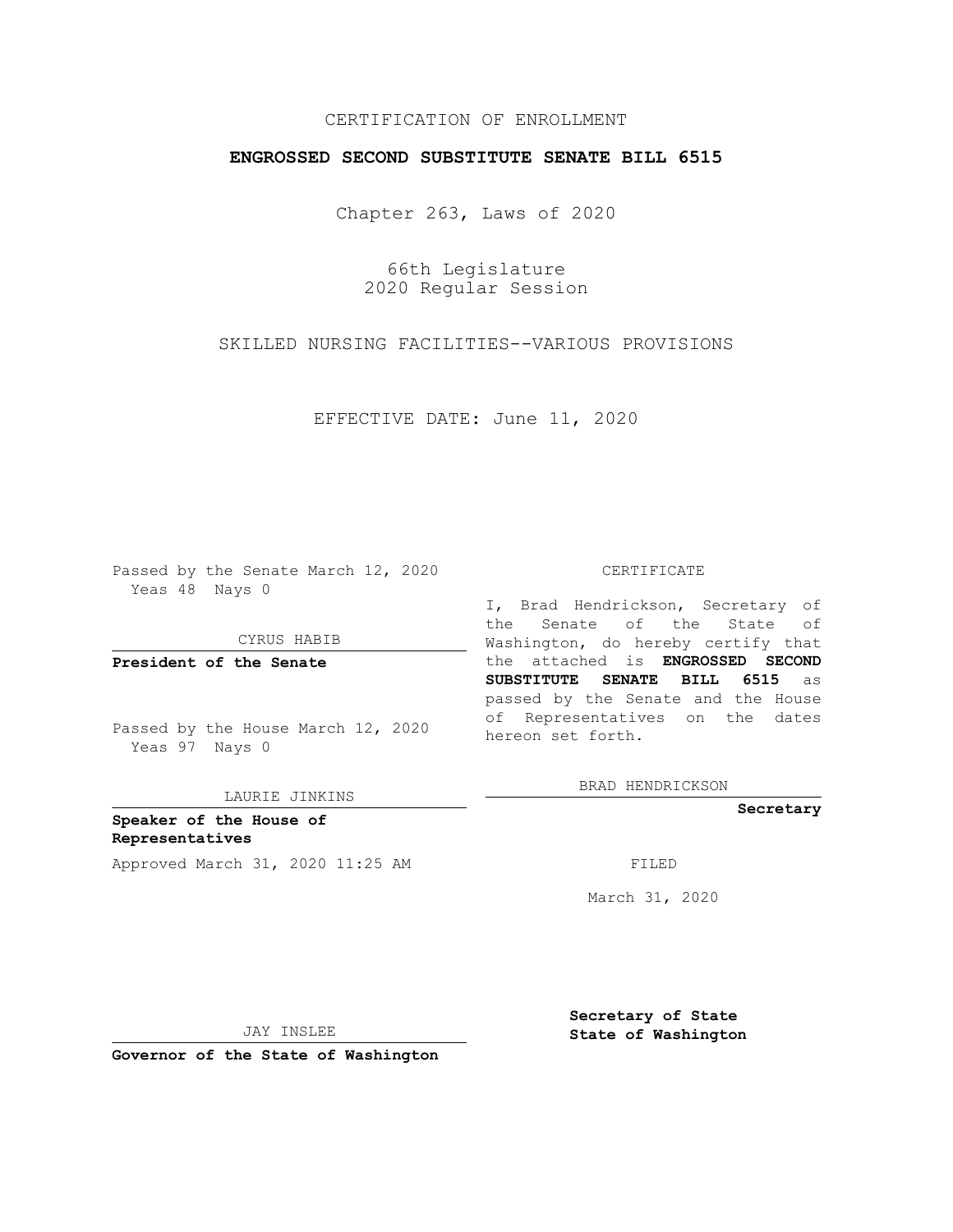CERTIFICATION OF ENROLLMENT

**ENGROSSED SECOND SUBSTITUTE SENATE BILL 6515**

Chapter 263, Laws of 2020

66th Legislature
2020 Regular Session

SKILLED NURSING FACILITIES--VARIOUS PROVISIONS

EFFECTIVE DATE: June 11, 2020

Passed by the Senate March 12, 2020
Yeas 48 Nays 0

CYRUS HABIB

**President of the Senate**

Passed by the House March 12, 2020
Yeas 97 Nays 0

LAURIE JINKINS

**Speaker of the House of Representatives**

Approved March 31, 2020 11:25 AM

JAY INSLEE

**Governor of the State of Washington**

CERTIFICATE

I, Brad Hendrickson, Secretary of the Senate of the State of Washington, do hereby certify that the attached is **ENGROSSED SECOND SUBSTITUTE SENATE BILL 6515** as passed by the Senate and the House of Representatives on the dates hereon set forth.

BRAD HENDRICKSON

**Secretary**

FILED

March 31, 2020

**Secretary of State**
**State of Washington**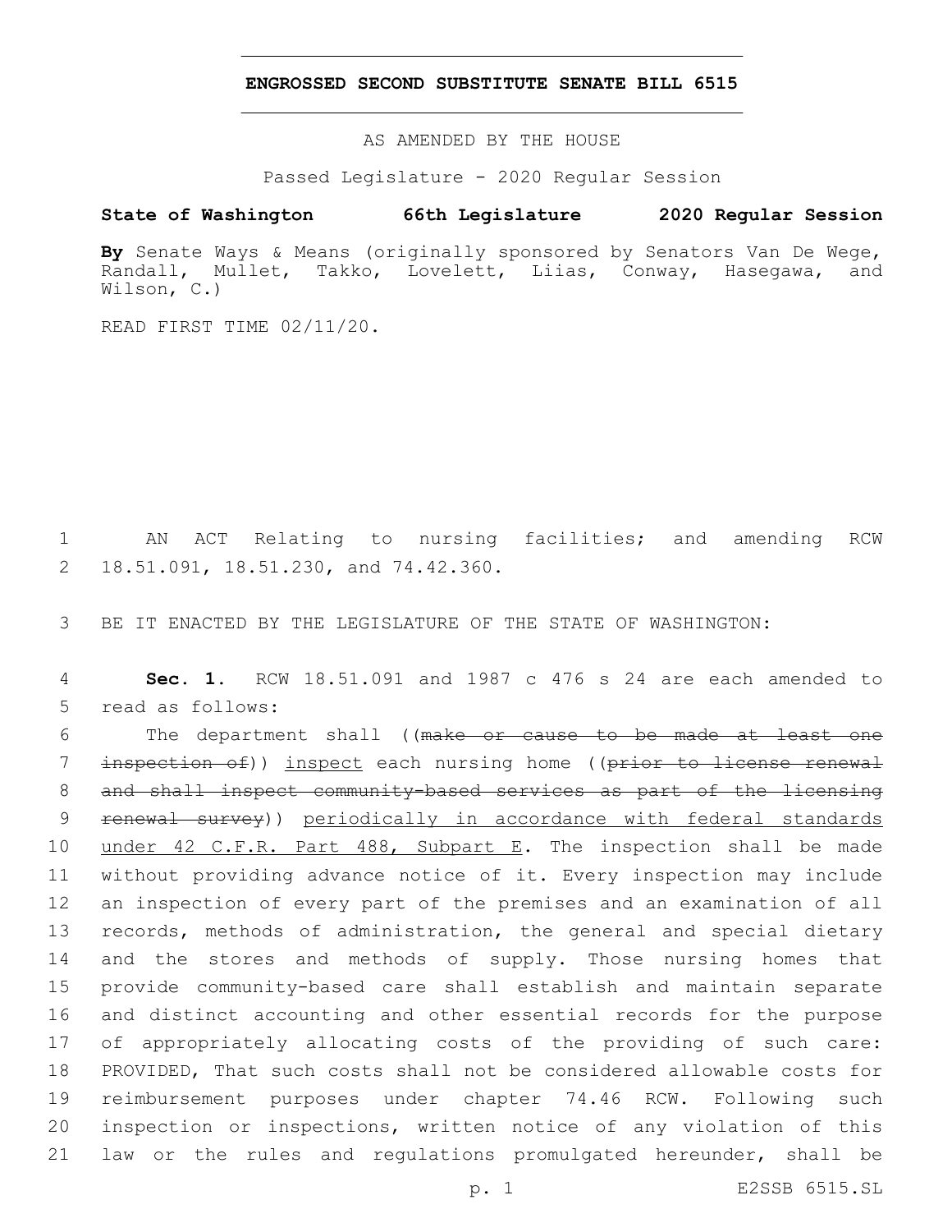# ENGROSSED SECOND SUBSTITUTE SENATE BILL 6515

AS AMENDED BY THE HOUSE

Passed Legislature - 2020 Regular Session

**State of Washington 66th Legislature 2020 Regular Session**

**By** Senate Ways & Means (originally sponsored by Senators Van De Wege, Randall, Mullet, Takko, Lovelett, Liias, Conway, Hasegawa, and Wilson, C.)

READ FIRST TIME 02/11/20.

1 AN ACT Relating to nursing facilities; and amending RCW
2 18.51.091, 18.51.230, and 74.42.360.

3 BE IT ENACTED BY THE LEGISLATURE OF THE STATE OF WASHINGTON:

4 **Sec. 1.** RCW 18.51.091 and 1987 c 476 s 24 are each amended to
5 read as follows:

6 The department shall ((~~make or cause to be made at least one~~
7 ~~inspection of~~)) <u>inspect</u> each nursing home ((~~prior to license renewal~~
8 ~~and shall inspect community-based services as part of the licensing~~
9 ~~renewal survey~~)) <u>periodically in accordance with federal standards</u>
10 <u>under 42 C.F.R. Part 488, Subpart E</u>. The inspection shall be made
11 without providing advance notice of it. Every inspection may include
12 an inspection of every part of the premises and an examination of all
13 records, methods of administration, the general and special dietary
14 and the stores and methods of supply. Those nursing homes that
15 provide community-based care shall establish and maintain separate
16 and distinct accounting and other essential records for the purpose
17 of appropriately allocating costs of the providing of such care:
18 PROVIDED, That such costs shall not be considered allowable costs for
19 reimbursement purposes under chapter 74.46 RCW. Following such
20 inspection or inspections, written notice of any violation of this
21 law or the rules and regulations promulgated hereunder, shall be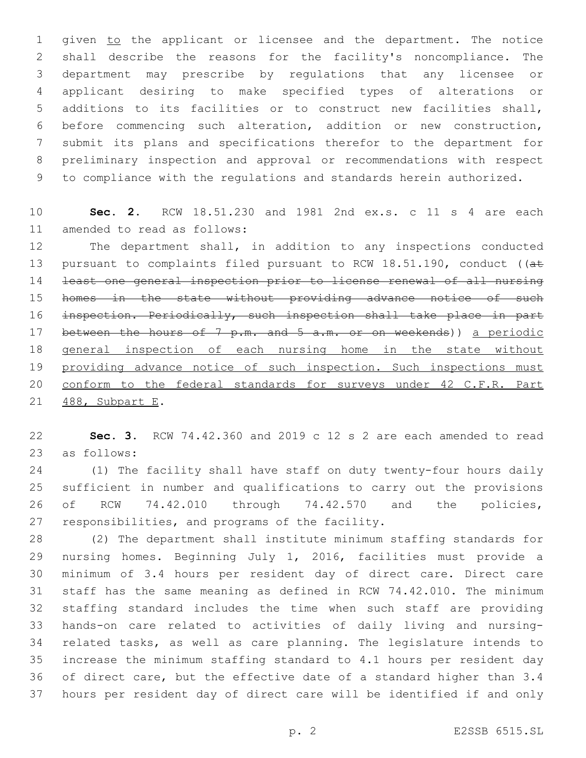given to the applicant or licensee and the department. The notice shall describe the reasons for the facility's noncompliance. The department may prescribe by regulations that any licensee or applicant desiring to make specified types of alterations or additions to its facilities or to construct new facilities shall, before commencing such alteration, addition or new construction, submit its plans and specifications therefor to the department for preliminary inspection and approval or recommendations with respect to compliance with the regulations and standards herein authorized.

**Sec. 2.** RCW 18.51.230 and 1981 2nd ex.s. c 11 s 4 are each amended to read as follows:

The department shall, in addition to any inspections conducted pursuant to complaints filed pursuant to RCW 18.51.190, conduct ((~~at least one general inspection prior to license renewal of all nursing homes in the state without providing advance notice of such inspection. Periodically, such inspection shall take place in part between the hours of 7 p.m. and 5 a.m. or on weekends~~)) <u>a periodic general inspection of each nursing home in the state without providing advance notice of such inspection. Such inspections must conform to the federal standards for surveys under 42 C.F.R. Part 488, Subpart E</u>.

**Sec. 3.** RCW 74.42.360 and 2019 c 12 s 2 are each amended to read as follows:

(1) The facility shall have staff on duty twenty-four hours daily sufficient in number and qualifications to carry out the provisions of RCW 74.42.010 through 74.42.570 and the policies, responsibilities, and programs of the facility.

(2) The department shall institute minimum staffing standards for nursing homes. Beginning July 1, 2016, facilities must provide a minimum of 3.4 hours per resident day of direct care. Direct care staff has the same meaning as defined in RCW 74.42.010. The minimum staffing standard includes the time when such staff are providing hands-on care related to activities of daily living and nursing-related tasks, as well as care planning. The legislature intends to increase the minimum staffing standard to 4.1 hours per resident day of direct care, but the effective date of a standard higher than 3.4 hours per resident day of direct care will be identified if and only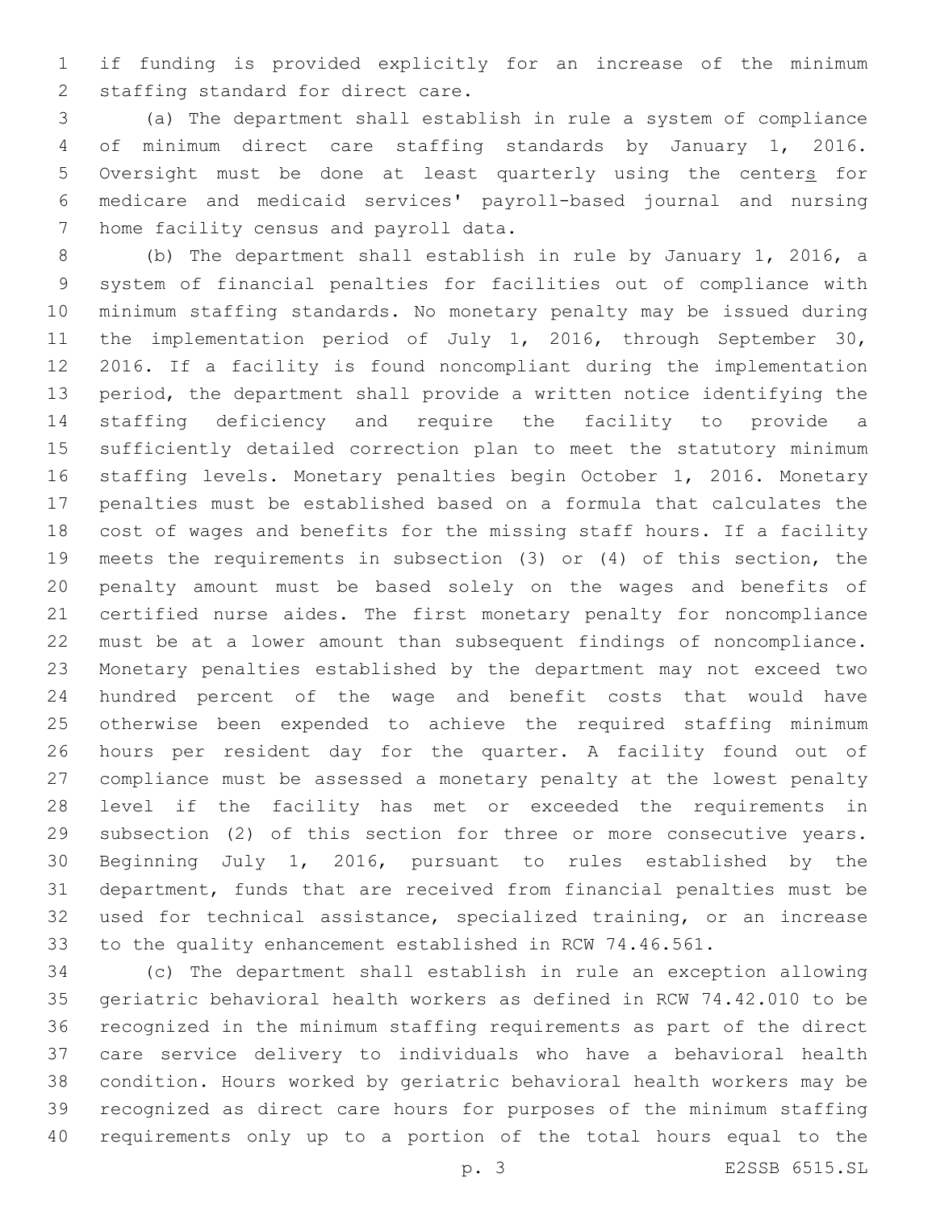if funding is provided explicitly for an increase of the minimum staffing standard for direct care.

(a) The department shall establish in rule a system of compliance of minimum direct care staffing standards by January 1, 2016. Oversight must be done at least quarterly using the center<u>s</u> for medicare and medicaid services' payroll-based journal and nursing home facility census and payroll data.

(b) The department shall establish in rule by January 1, 2016, a system of financial penalties for facilities out of compliance with minimum staffing standards. No monetary penalty may be issued during the implementation period of July 1, 2016, through September 30, 2016. If a facility is found noncompliant during the implementation period, the department shall provide a written notice identifying the staffing deficiency and require the facility to provide a sufficiently detailed correction plan to meet the statutory minimum staffing levels. Monetary penalties begin October 1, 2016. Monetary penalties must be established based on a formula that calculates the cost of wages and benefits for the missing staff hours. If a facility meets the requirements in subsection (3) or (4) of this section, the penalty amount must be based solely on the wages and benefits of certified nurse aides. The first monetary penalty for noncompliance must be at a lower amount than subsequent findings of noncompliance. Monetary penalties established by the department may not exceed two hundred percent of the wage and benefit costs that would have otherwise been expended to achieve the required staffing minimum hours per resident day for the quarter. A facility found out of compliance must be assessed a monetary penalty at the lowest penalty level if the facility has met or exceeded the requirements in subsection (2) of this section for three or more consecutive years. Beginning July 1, 2016, pursuant to rules established by the department, funds that are received from financial penalties must be used for technical assistance, specialized training, or an increase to the quality enhancement established in RCW 74.46.561.

(c) The department shall establish in rule an exception allowing geriatric behavioral health workers as defined in RCW 74.42.010 to be recognized in the minimum staffing requirements as part of the direct care service delivery to individuals who have a behavioral health condition. Hours worked by geriatric behavioral health workers may be recognized as direct care hours for purposes of the minimum staffing requirements only up to a portion of the total hours equal to the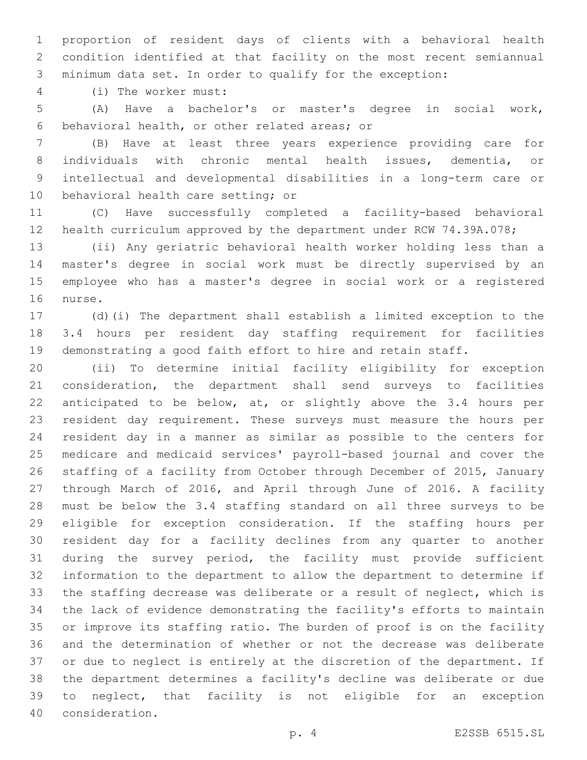proportion of resident days of clients with a behavioral health condition identified at that facility on the most recent semiannual minimum data set. In order to qualify for the exception:

(i) The worker must:

(A) Have a bachelor's or master's degree in social work, behavioral health, or other related areas; or

(B) Have at least three years experience providing care for individuals with chronic mental health issues, dementia, or intellectual and developmental disabilities in a long-term care or behavioral health care setting; or

(C) Have successfully completed a facility-based behavioral health curriculum approved by the department under RCW 74.39A.078;

(ii) Any geriatric behavioral health worker holding less than a master's degree in social work must be directly supervised by an employee who has a master's degree in social work or a registered nurse.

(d)(i) The department shall establish a limited exception to the 3.4 hours per resident day staffing requirement for facilities demonstrating a good faith effort to hire and retain staff.

(ii) To determine initial facility eligibility for exception consideration, the department shall send surveys to facilities anticipated to be below, at, or slightly above the 3.4 hours per resident day requirement. These surveys must measure the hours per resident day in a manner as similar as possible to the centers for medicare and medicaid services' payroll-based journal and cover the staffing of a facility from October through December of 2015, January through March of 2016, and April through June of 2016. A facility must be below the 3.4 staffing standard on all three surveys to be eligible for exception consideration. If the staffing hours per resident day for a facility declines from any quarter to another during the survey period, the facility must provide sufficient information to the department to allow the department to determine if the staffing decrease was deliberate or a result of neglect, which is the lack of evidence demonstrating the facility's efforts to maintain or improve its staffing ratio. The burden of proof is on the facility and the determination of whether or not the decrease was deliberate or due to neglect is entirely at the discretion of the department. If the department determines a facility's decline was deliberate or due to neglect, that facility is not eligible for an exception consideration.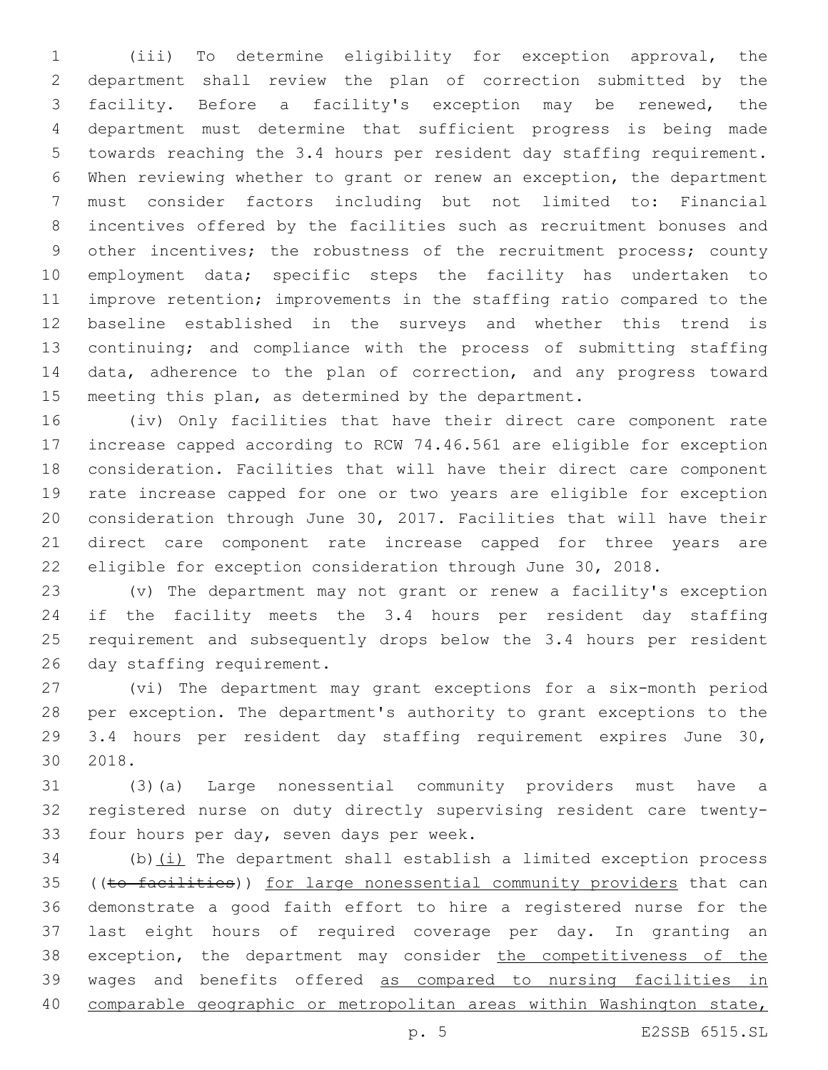(iii) To determine eligibility for exception approval, the department shall review the plan of correction submitted by the facility. Before a facility's exception may be renewed, the department must determine that sufficient progress is being made towards reaching the 3.4 hours per resident day staffing requirement. When reviewing whether to grant or renew an exception, the department must consider factors including but not limited to: Financial incentives offered by the facilities such as recruitment bonuses and other incentives; the robustness of the recruitment process; county employment data; specific steps the facility has undertaken to improve retention; improvements in the staffing ratio compared to the baseline established in the surveys and whether this trend is continuing; and compliance with the process of submitting staffing data, adherence to the plan of correction, and any progress toward meeting this plan, as determined by the department.

(iv) Only facilities that have their direct care component rate increase capped according to RCW 74.46.561 are eligible for exception consideration. Facilities that will have their direct care component rate increase capped for one or two years are eligible for exception consideration through June 30, 2017. Facilities that will have their direct care component rate increase capped for three years are eligible for exception consideration through June 30, 2018.

(v) The department may not grant or renew a facility's exception if the facility meets the 3.4 hours per resident day staffing requirement and subsequently drops below the 3.4 hours per resident day staffing requirement.

(vi) The department may grant exceptions for a six-month period per exception. The department's authority to grant exceptions to the 3.4 hours per resident day staffing requirement expires June 30, 2018.

(3)(a) Large nonessential community providers must have a registered nurse on duty directly supervising resident care twenty-four hours per day, seven days per week.

(b)<u>(i)</u> The department shall establish a limited exception process ((~~to facilities~~)) <u>for large nonessential community providers</u> that can demonstrate a good faith effort to hire a registered nurse for the last eight hours of required coverage per day. In granting an exception, the department may consider <u>the competitiveness of the</u> wages and benefits offered <u>as compared to nursing facilities in comparable geographic or metropolitan areas within Washington state,</u>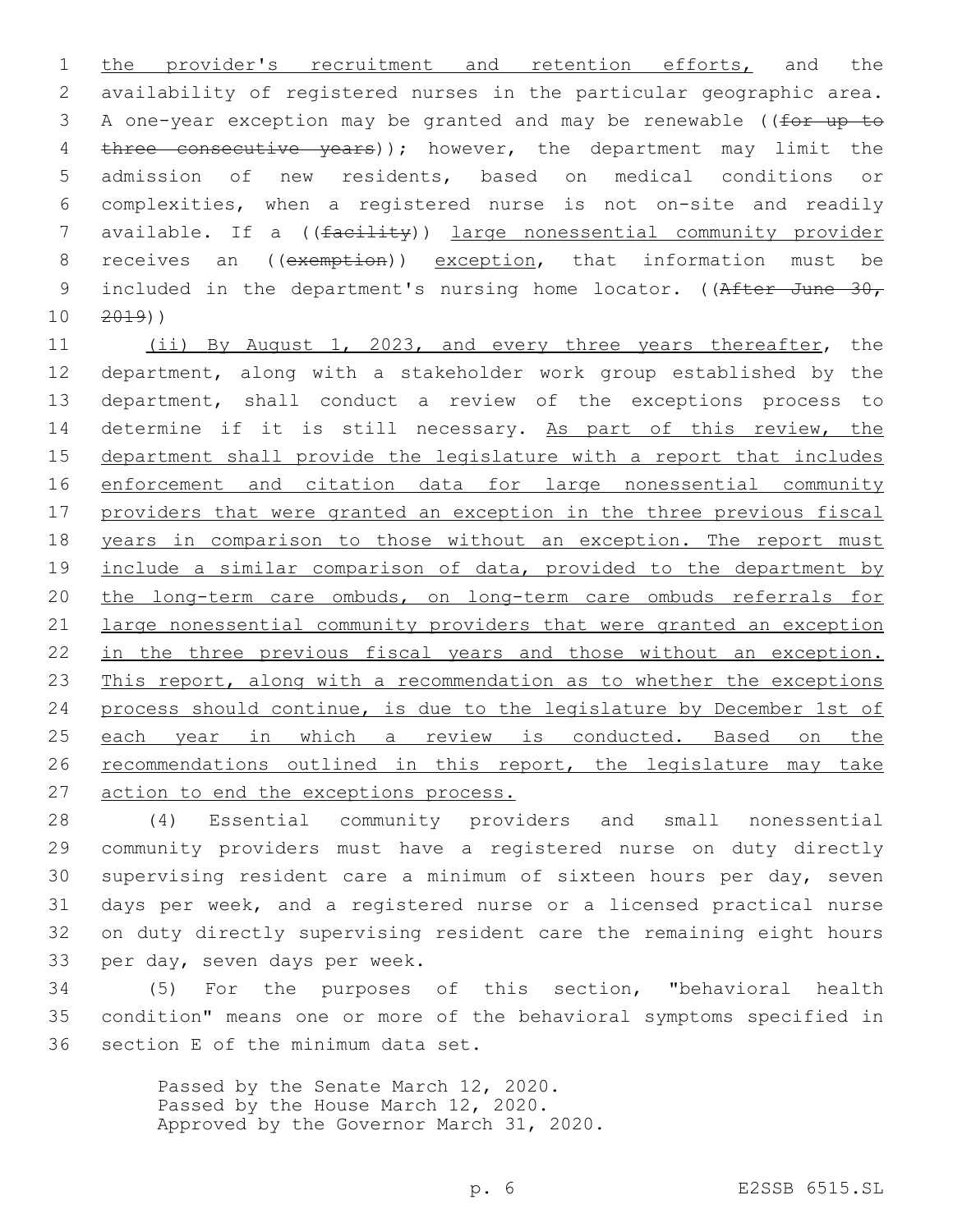the provider's recruitment and retention efforts, and the availability of registered nurses in the particular geographic area. A one-year exception may be granted and may be renewable ((~~for up to three consecutive years~~)); however, the department may limit the admission of new residents, based on medical conditions or complexities, when a registered nurse is not on-site and readily available. If a ((~~facility~~)) <u>large nonessential community provider</u> receives an ((~~exemption~~)) <u>exception</u>, that information must be included in the department's nursing home locator. ((~~After June 30, 2019~~))

<u>(ii) By August 1, 2023, and every three years thereafter</u>, the department, along with a stakeholder work group established by the department, shall conduct a review of the exceptions process to determine if it is still necessary. <u>As part of this review, the department shall provide the legislature with a report that includes enforcement and citation data for large nonessential community providers that were granted an exception in the three previous fiscal years in comparison to those without an exception. The report must include a similar comparison of data, provided to the department by the long-term care ombuds, on long-term care ombuds referrals for large nonessential community providers that were granted an exception in the three previous fiscal years and those without an exception. This report, along with a recommendation as to whether the exceptions process should continue, is due to the legislature by December 1st of each year in which a review is conducted. Based on the recommendations outlined in this report, the legislature may take action to end the exceptions process.</u>

(4) Essential community providers and small nonessential community providers must have a registered nurse on duty directly supervising resident care a minimum of sixteen hours per day, seven days per week, and a registered nurse or a licensed practical nurse on duty directly supervising resident care the remaining eight hours per day, seven days per week.

(5) For the purposes of this section, "behavioral health condition" means one or more of the behavioral symptoms specified in section E of the minimum data set.

Passed by the Senate March 12, 2020.
Passed by the House March 12, 2020.
Approved by the Governor March 31, 2020.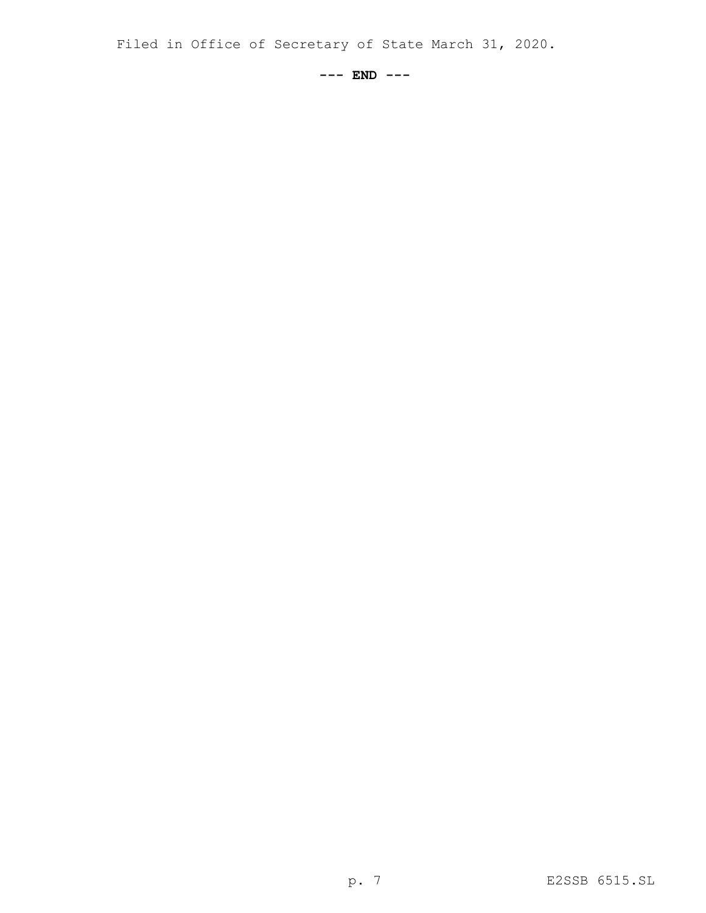Filed in Office of Secretary of State March 31, 2020.

**--- END ---**